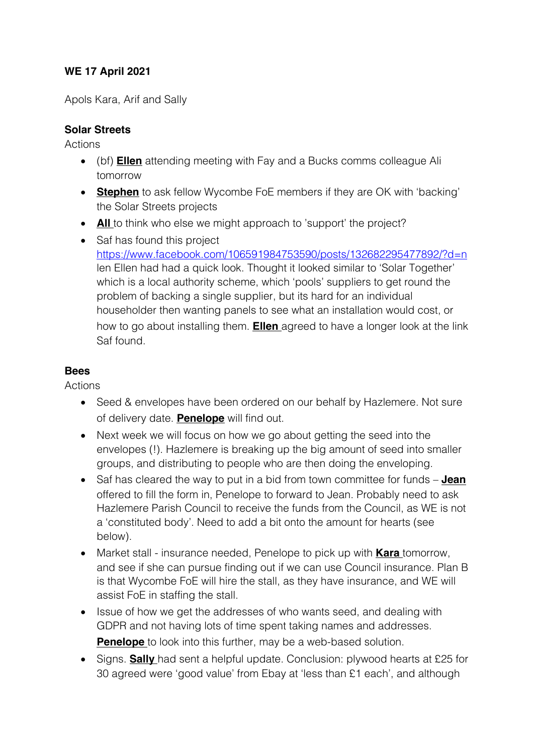**WE 17 April 2021**

Apols Kara, Arif and Sally

**Solar Streets**

Actions

- (bf) **Ellen** attending meeting with Fay and a Bucks comms colleague Ali tomorrow
- **Stephen** to ask fellow Wycombe FoE members if they are OK with 'backing' the Solar Streets projects
- **All** to think who else we might approach to 'support' the project?
- Saf has found this project https://www.facebook.com/106591984753590/posts/132682295477892/?d=n len Ellen had had a quick look. Thought it looked similar to 'Solar Together' which is a local authority scheme, which 'pools' suppliers to get round the problem of backing a single supplier, but its hard for an individual householder then wanting panels to see what an installation would cost, or how to go about installing them. **Ellen** agreed to have a longer look at the link Saf found.

**Bees**

Actions

- Seed & envelopes have been ordered on our behalf by Hazlemere. Not sure of delivery date. **Penelope** will find out.
- Next week we will focus on how we go about getting the seed into the envelopes (!). Hazlemere is breaking up the big amount of seed into smaller groups, and distributing to people who are then doing the enveloping.
- Saf has cleared the way to put in a bid from town committee for funds – **Jean** offered to fill the form in, Penelope to forward to Jean. Probably need to ask Hazlemere Parish Council to receive the funds from the Council, as WE is not a 'constituted body'. Need to add a bit onto the amount for hearts (see below).
- Market stall - insurance needed, Penelope to pick up with **Kara** tomorrow, and see if she can pursue finding out if we can use Council insurance. Plan B is that Wycombe FoE will hire the stall, as they have insurance, and WE will assist FoE in staffing the stall.
- Issue of how we get the addresses of who wants seed, and dealing with GDPR and not having lots of time spent taking names and addresses. **Penelope** to look into this further, may be a web-based solution.
- Signs. **Sally** had sent a helpful update. Conclusion: plywood hearts at £25 for 30 agreed were 'good value' from Ebay at 'less than £1 each', and although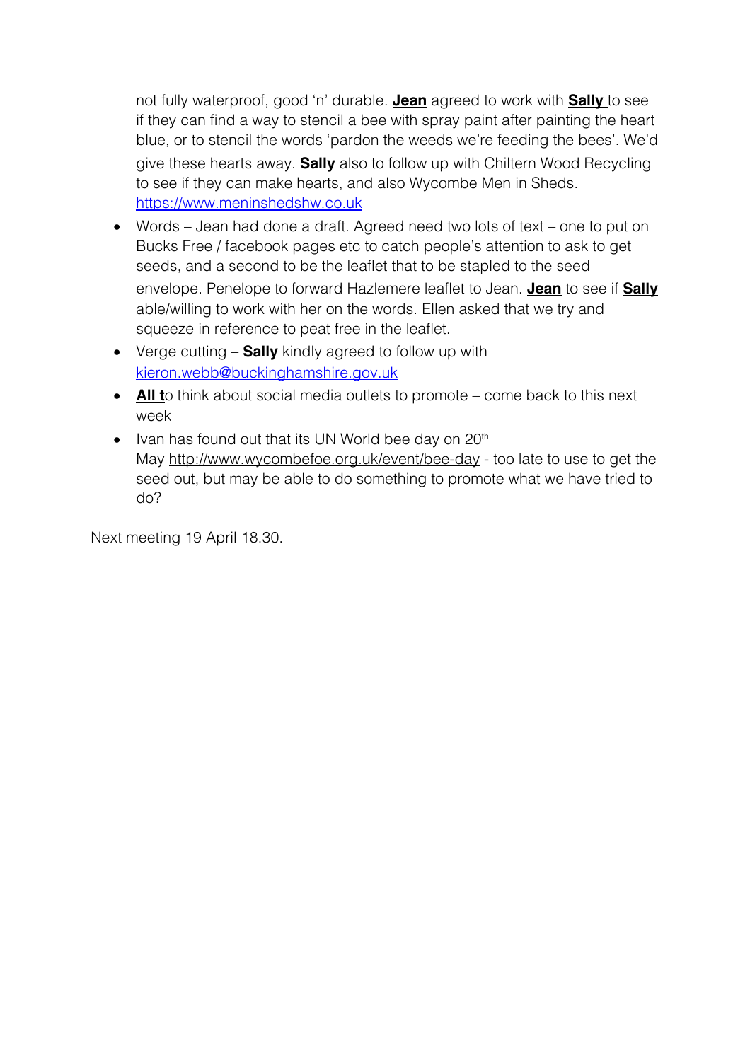not fully waterproof, good 'n' durable. **Jean** agreed to work with **Sally** to see if they can find a way to stencil a bee with spray paint after painting the heart blue, or to stencil the words 'pardon the weeds we're feeding the bees'. We'd give these hearts away. **Sally** also to follow up with Chiltern Wood Recycling to see if they can make hearts, and also Wycombe Men in Sheds. https://www.meninshedshw.co.uk

- Words – Jean had done a draft. Agreed need two lots of text – one to put on Bucks Free / facebook pages etc to catch people's attention to ask to get seeds, and a second to be the leaflet that to be stapled to the seed envelope. Penelope to forward Hazlemere leaflet to Jean. **Jean** to see if **Sally** able/willing to work with her on the words. Ellen asked that we try and squeeze in reference to peat free in the leaflet.
- Verge cutting – **Sally** kindly agreed to follow up with kieron.webb@buckinghamshire.gov.uk
- **All t**o think about social media outlets to promote – come back to this next week
- Ivan has found out that its UN World bee day on 20th May http://www.wycombefoe.org.uk/event/bee-day - too late to use to get the seed out, but may be able to do something to promote what we have tried to do?

Next meeting 19 April 18.30.